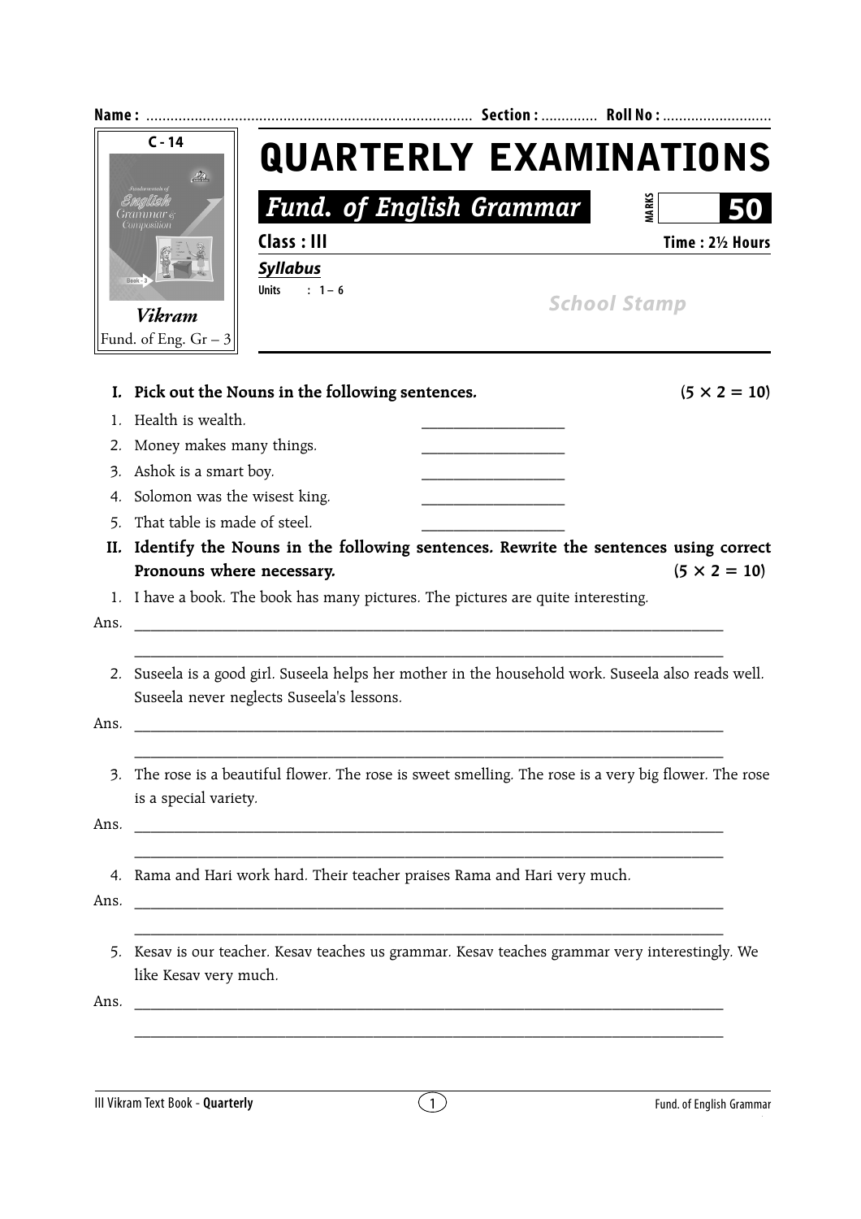Name : ................................................................................ Section : ............. Roll No : ...........................

C - 14

*Vikram*

Fund. of Eng. Gr – 3

# QUARTERLY EXAMINATIONS

## *Fund. of English Grammar*

MARKS **50**

**Class : III** **Time : 2½ Hours**

***Syllabus***

**Units : 1 – 6**

School Stamp

**I. Pick out the Nouns in the following sentences.** **(5 × 2 = 10)**

1. Health is wealth. ___________________
2. Money makes many things. ___________________
3. Ashok is a smart boy. ___________________
4. Solomon was the wisest king. ___________________
5. That table is made of steel. ___________________

**II. Identify the Nouns in the following sentences. Rewrite the sentences using correct Pronouns where necessary.** **(5 × 2 = 10)**

1. I have a book. The book has many pictures. The pictures are quite interesting.

Ans. ________________________________________________________________________________

________________________________________________________________________________

2. Suseela is a good girl. Suseela helps her mother in the household work. Suseela also reads well. Suseela never neglects Suseela's lessons.

Ans. ________________________________________________________________________________

________________________________________________________________________________

3. The rose is a beautiful flower. The rose is sweet smelling. The rose is a very big flower. The rose is a special variety.

Ans. ________________________________________________________________________________

________________________________________________________________________________

4. Rama and Hari work hard. Their teacher praises Rama and Hari very much.

Ans. ________________________________________________________________________________

________________________________________________________________________________

5. Kesav is our teacher. Kesav teaches us grammar. Kesav teaches grammar very interestingly. We like Kesav very much.

Ans. ________________________________________________________________________________

________________________________________________________________________________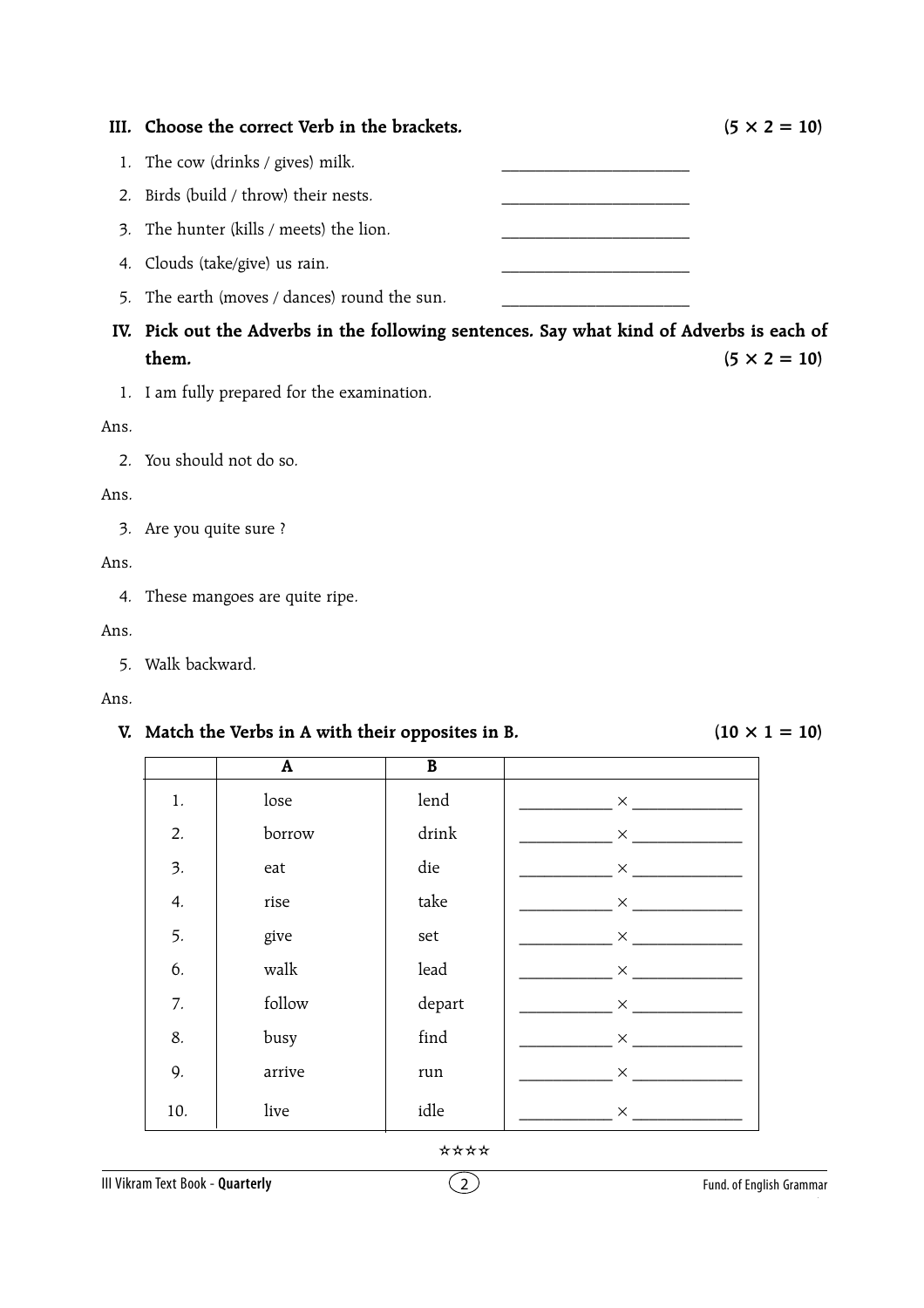### III. Choose the correct Verb in the brackets. (5 × 2 = 10)

1. The cow (drinks / gives) milk. ______________________
2. Birds (build / throw) their nests. ______________________
3. The hunter (kills / meets) the lion. ______________________
4. Clouds (take/give) us rain. ______________________
5. The earth (moves / dances) round the sun. ______________________

### IV. Pick out the Adverbs in the following sentences. Say what kind of Adverbs is each of them. (5 × 2 = 10)

1. I am fully prepared for the examination.

Ans.

2. You should not do so.

Ans.

3. Are you quite sure ?

Ans.

4. These mangoes are quite ripe.

Ans.

5. Walk backward.

Ans.

### V. Match the Verbs in A with their opposites in B. (10 × 1 = 10)

| | A | B | |
|---|---|---|---|
| 1. | lose | lend | __________ × ____________ |
| 2. | borrow | drink | __________ × ____________ |
| 3. | eat | die | __________ × ____________ |
| 4. | rise | take | __________ × ____________ |
| 5. | give | set | __________ × ____________ |
| 6. | walk | lead | __________ × ____________ |
| 7. | follow | depart | __________ × ____________ |
| 8. | busy | find | __________ × ____________ |
| 9. | arrive | run | __________ × ____________ |
| 10. | live | idle | __________ × ____________ |

☆☆☆☆